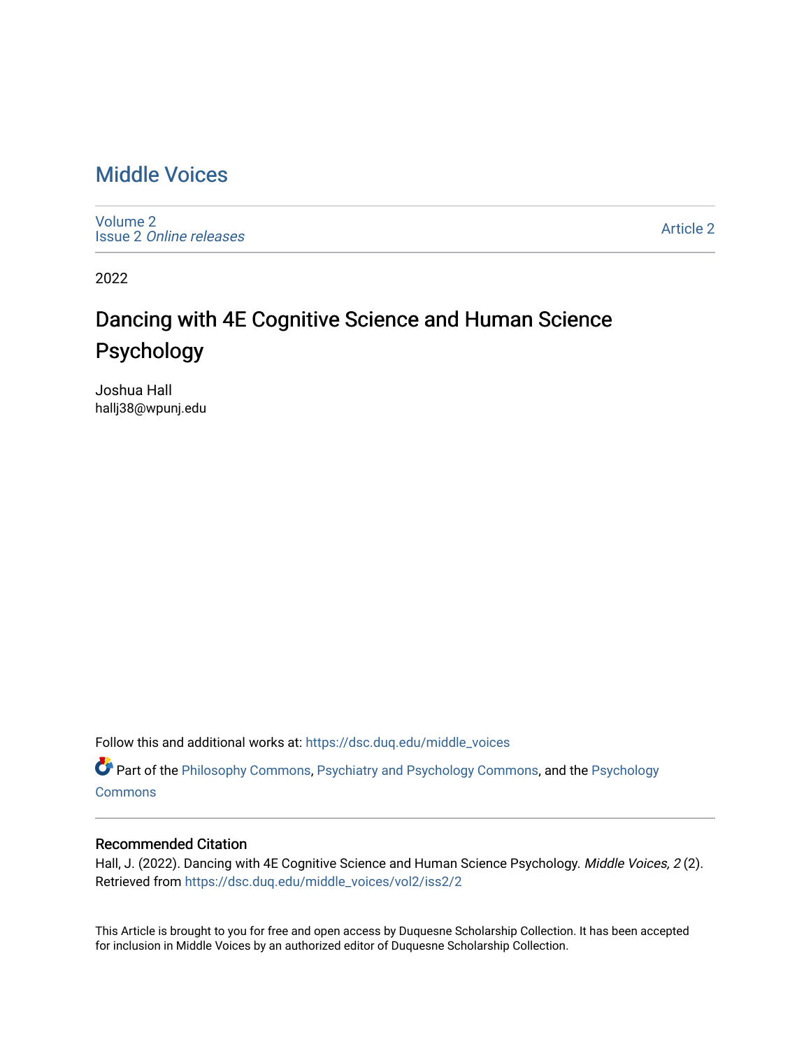# Middle Voices

Volume 2
Issue 2 *Online releases*

Article 2

2022

## Dancing with 4E Cognitive Science and Human Science Psychology

Joshua Hall
hallj38@wpunj.edu

Follow this and additional works at: https://dsc.duq.edu/middle_voices

Part of the Philosophy Commons, Psychiatry and Psychology Commons, and the Psychology Commons

### Recommended Citation

Hall, J. (2022). Dancing with 4E Cognitive Science and Human Science Psychology. *Middle Voices, 2* (2). Retrieved from https://dsc.duq.edu/middle_voices/vol2/iss2/2

This Article is brought to you for free and open access by Duquesne Scholarship Collection. It has been accepted for inclusion in Middle Voices by an authorized editor of Duquesne Scholarship Collection.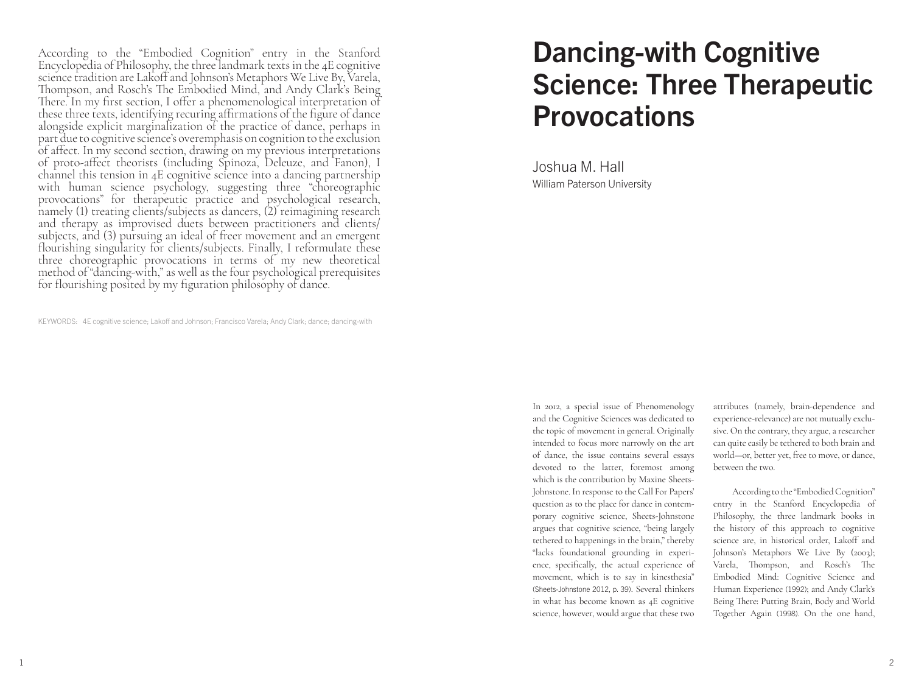# Dancing-with Cognitive Science: Three Therapeutic Provocations

Joshua M. Hall
William Paterson University

According to the "Embodied Cognition" entry in the Stanford Encyclopedia of Philosophy, the three landmark texts in the 4E cognitive science tradition are Lakoff and Johnson's Metaphors We Live By, Varela, Thompson, and Rosch's The Embodied Mind, and Andy Clark's Being There. In my first section, I offer a phenomenological interpretation of these three texts, identifying recuring affirmations of the figure of dance alongside explicit marginalization of the practice of dance, perhaps in part due to cognitive science's overemphasis on cognition to the exclusion of affect. In my second section, drawing on my previous interpretations of proto-affect theorists (including Spinoza, Deleuze, and Fanon), I channel this tension in 4E cognitive science into a dancing partnership with human science psychology, suggesting three "choreographic provocations" for therapeutic practice and psychological research, namely (1) treating clients/subjects as dancers, (2) reimagining research and therapy as improvised duets between practitioners and clients/subjects, and (3) pursuing an ideal of freer movement and an emergent flourishing singularity for clients/subjects. Finally, I reformulate these three choreographic provocations in terms of my new theoretical method of "dancing-with," as well as the four psychological prerequisites for flourishing posited by my figuration philosophy of dance.

KEYWORDS: 4E cognitive science; Lakoff and Johnson; Francisco Varela; Andy Clark; dance; dancing-with

In 2012, a special issue of Phenomenology and the Cognitive Sciences was dedicated to the topic of movement in general. Originally intended to focus more narrowly on the art of dance, the issue contains several essays devoted to the latter, foremost among which is the contribution by Maxine Sheets-Johnstone. In response to the Call For Papers' question as to the place for dance in contemporary cognitive science, Sheets-Johnstone argues that cognitive science, "being largely tethered to happenings in the brain," thereby "lacks foundational grounding in experience, specifically, the actual experience of movement, which is to say in kinesthesia" (Sheets-Johnstone 2012, p. 39). Several thinkers in what has become known as 4E cognitive science, however, would argue that these two attributes (namely, brain-dependence and experience-relevance) are not mutually exclusive. On the contrary, they argue, a researcher can quite easily be tethered to both brain and world—or, better yet, free to move, or dance, between the two.

According to the "Embodied Cognition" entry in the Stanford Encyclopedia of Philosophy, the three landmark books in the history of this approach to cognitive science are, in historical order, Lakoff and Johnson's Metaphors We Live By (2003); Varela, Thompson, and Rosch's The Embodied Mind: Cognitive Science and Human Experience (1992); and Andy Clark's Being There: Putting Brain, Body and World Together Again (1998). On the one hand,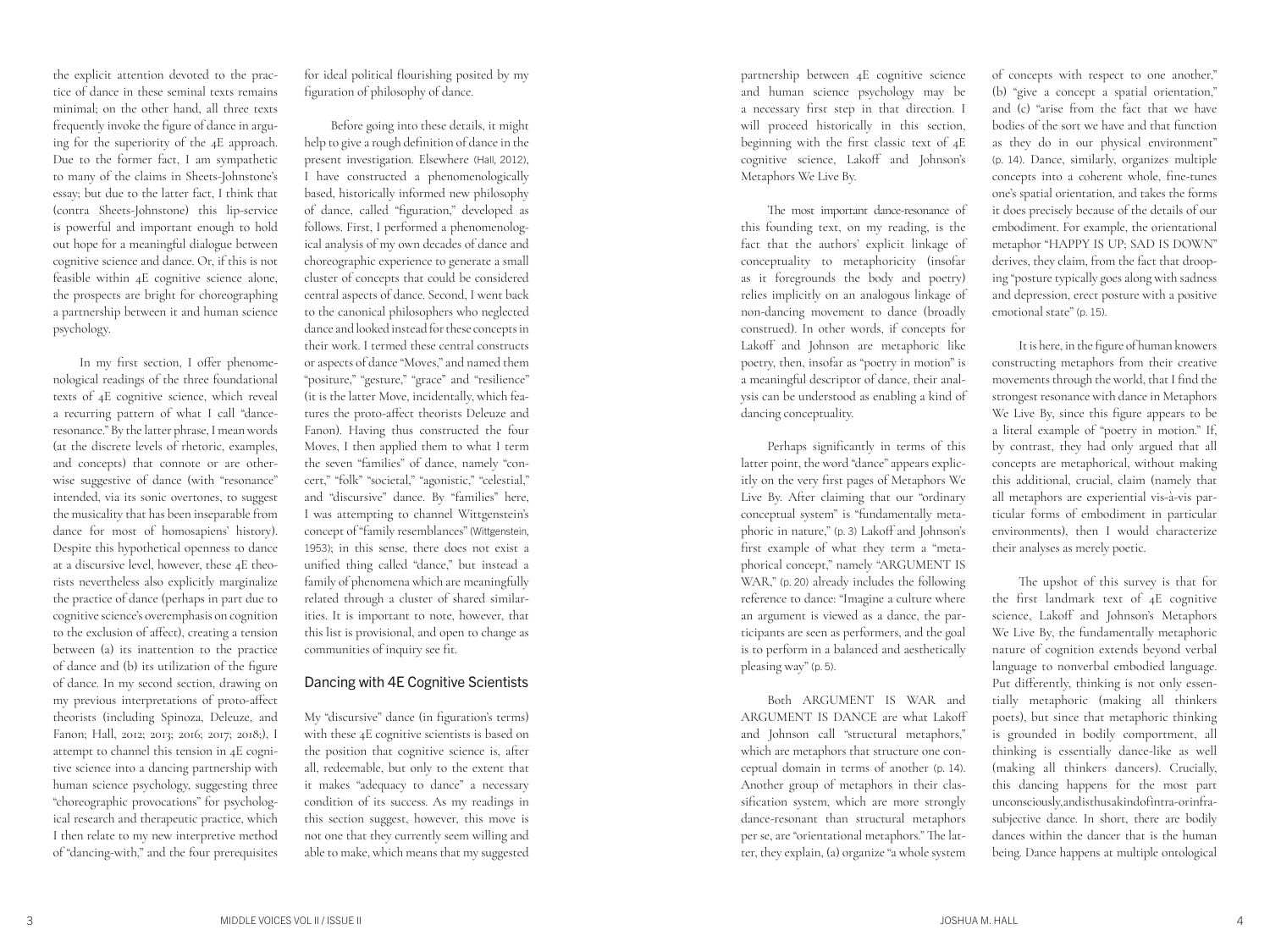the explicit attention devoted to the practice of dance in these seminal texts remains minimal; on the other hand, all three texts frequently invoke the figure of dance in arguing for the superiority of the 4E approach. Due to the former fact, I am sympathetic to many of the claims in Sheets-Johnstone's essay; but due to the latter fact, I think that (contra Sheets-Johnstone) this lip-service is powerful and important enough to hold out hope for a meaningful dialogue between cognitive science and dance. Or, if this is not feasible within 4E cognitive science alone, the prospects are bright for choreographing a partnership between it and human science psychology.

In my first section, I offer phenomenological readings of the three foundational texts of 4E cognitive science, which reveal a recurring pattern of what I call "dance-resonance." By the latter phrase, I mean words (at the discrete levels of rhetoric, examples, and concepts) that connote or are otherwise suggestive of dance (with "resonance" intended, via its sonic overtones, to suggest the musicality that has been inseparable from dance for most of homosapiens' history). Despite this hypothetical openness to dance at a discursive level, however, these 4E theorists nevertheless also explicitly marginalize the practice of dance (perhaps in part due to cognitive science's overemphasis on cognition to the exclusion of affect), creating a tension between (a) its inattention to the practice of dance and (b) its utilization of the figure of dance. In my second section, drawing on my previous interpretations of proto-affect theorists (including Spinoza, Deleuze, and Fanon; Hall, 2012; 2013; 2016; 2017; 2018;), I attempt to channel this tension in 4E cognitive science into a dancing partnership with human science psychology, suggesting three "choreographic provocations" for psychological research and therapeutic practice, which I then relate to my new interpretive method of "dancing-with," and the four prerequisites for ideal political flourishing posited by my figuration of philosophy of dance.

Before going into these details, it might help to give a rough definition of dance in the present investigation. Elsewhere (Hall, 2012), I have constructed a phenomenologically based, historically informed new philosophy of dance, called "figuration," developed as follows. First, I performed a phenomenological analysis of my own decades of dance and choreographic experience to generate a small cluster of concepts that could be considered central aspects of dance. Second, I went back to the canonical philosophers who neglected dance and looked instead for these concepts in their work. I termed these central constructs or aspects of dance "Moves," and named them "posture," "gesture," "grace" and "resilience" (it is the latter Move, incidentally, which features the proto-affect theorists Deleuze and Fanon). Having thus constructed the four Moves, I then applied them to what I term the seven "families" of dance, namely "concert," "folk" "societal," "agonistic," "celestial," and "discursive" dance. By "families" here, I was attempting to channel Wittgenstein's concept of "family resemblances" (Wittgenstein, 1953); in this sense, there does not exist a unified thing called "dance," but instead a family of phenomena which are meaningfully related through a cluster of shared similarities. It is important to note, however, that this list is provisional, and open to change as communities of inquiry see fit.

## Dancing with 4E Cognitive Scientists

My "discursive" dance (in figuration's terms) with these 4E cognitive scientists is based on the position that cognitive science is, after all, redeemable, but only to the extent that it makes "adequacy to dance" a necessary condition of its success. As my readings in this section suggest, however, this move is not one that they currently seem willing and able to make, which means that my suggested partnership between 4E cognitive science and human science psychology may be a necessary first step in that direction. I will proceed historically in this section, beginning with the first classic text of 4E cognitive science, Lakoff and Johnson's Metaphors We Live By.

The most important dance-resonance of this founding text, on my reading, is the fact that the authors' explicit linkage of conceptuality to metaphoricity (insofar as it foregrounds the body and poetry) relies implicitly on an analogous linkage of non-dancing movement to dance (broadly construed). In other words, if concepts for Lakoff and Johnson are metaphoric like poetry, then, insofar as "poetry in motion" is a meaningful descriptor of dance, their analysis can be understood as enabling a kind of dancing conceptuality.

Perhaps significantly in terms of this latter point, the word "dance" appears explicitly on the very first pages of Metaphors We Live By. After claiming that our "ordinary conceptual system" is "fundamentally metaphoric in nature," (p. 3) Lakoff and Johnson's first example of what they term a "metaphorical concept," namely "ARGUMENT IS WAR," (p. 20) already includes the following reference to dance: "Imagine a culture where an argument is viewed as a dance, the participants are seen as performers, and the goal is to perform in a balanced and aesthetically pleasing way" (p. 5).

Both ARGUMENT IS WAR and ARGUMENT IS DANCE are what Lakoff and Johnson call "structural metaphors," which are metaphors that structure one conceptual domain in terms of another (p. 14). Another group of metaphors in their classification system, which are more strongly dance-resonant than structural metaphors per se, are "orientational metaphors." The latter, they explain, (a) organize "a whole system of concepts with respect to one another," (b) "give a concept a spatial orientation," and (c) "arise from the fact that we have bodies of the sort we have and that function as they do in our physical environment" (p. 14). Dance, similarly, organizes multiple concepts into a coherent whole, fine-tunes one's spatial orientation, and takes the forms it does precisely because of the details of our embodiment. For example, the orientational metaphor "HAPPY IS UP; SAD IS DOWN" derives, they claim, from the fact that drooping "posture typically goes along with sadness and depression, erect posture with a positive emotional state" (p. 15).

It is here, in the figure of human knowers constructing metaphors from their creative movements through the world, that I find the strongest resonance with dance in Metaphors We Live By, since this figure appears to be a literal example of "poetry in motion." If, by contrast, they had only argued that all concepts are metaphorical, without making this additional, crucial, claim (namely that all metaphors are experiential vis-à-vis particular forms of embodiment in particular environments), then I would characterize their analyses as merely poetic.

The upshot of this survey is that for the first landmark text of 4E cognitive science, Lakoff and Johnson's Metaphors We Live By, the fundamentally metaphoric nature of cognition extends beyond verbal language to nonverbal embodied language. Put differently, thinking is not only essentially metaphoric (making all thinkers poets), but since that metaphoric thinking is grounded in bodily comportment, all thinking is essentially dance-like as well (making all thinkers dancers). Crucially, this dancing happens for the most part unconsciously,andisthusakindofintra-orinfra-subjective dance. In short, there are bodily dances within the dancer that is the human being. Dance happens at multiple ontological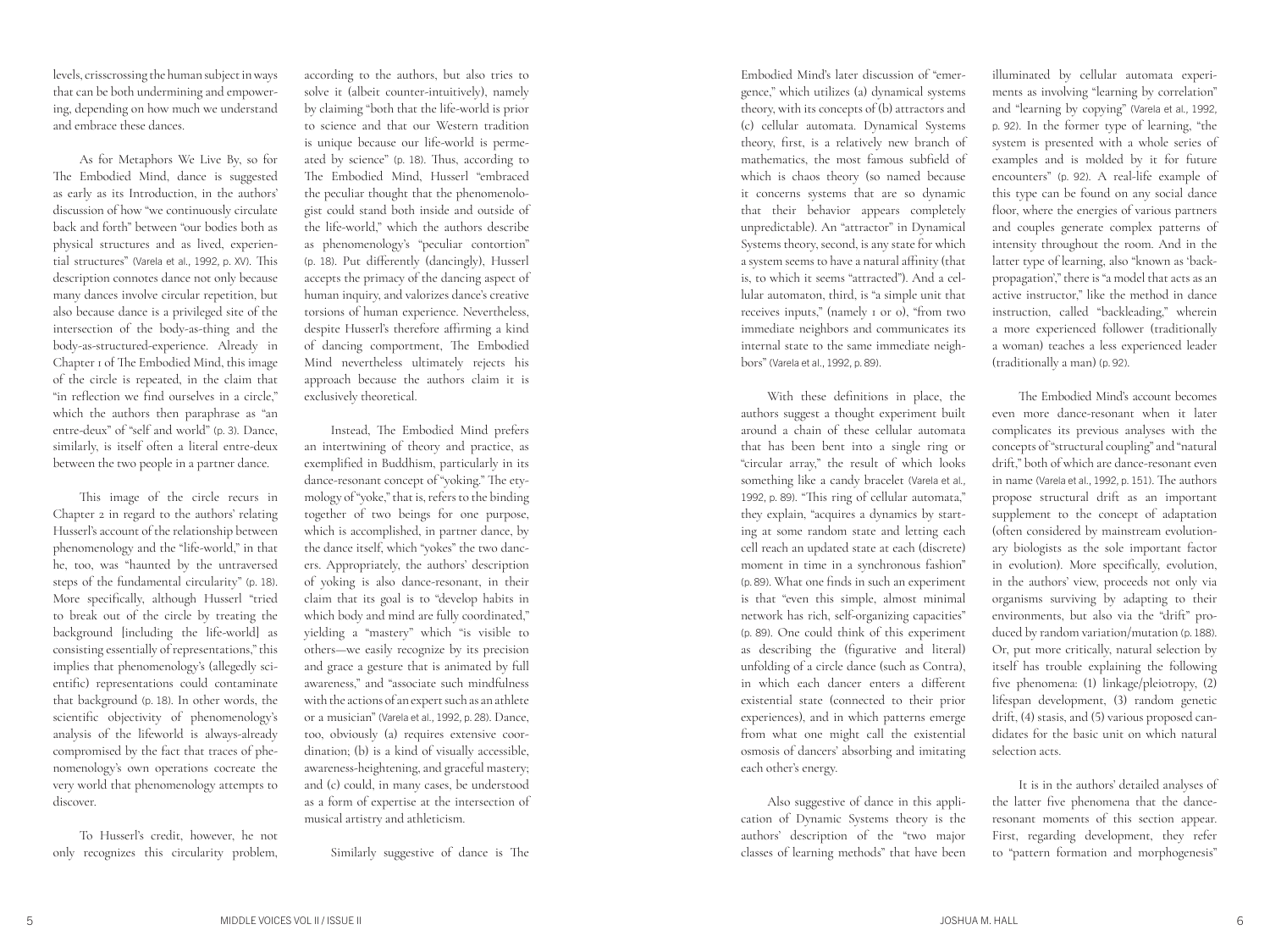levels, crisscrossing the human subject in ways that can be both undermining and empowering, depending on how much we understand and embrace these dances.

As for Metaphors We Live By, so for The Embodied Mind, dance is suggested as early as its Introduction, in the authors' discussion of how "we continuously circulate back and forth" between "our bodies both as physical structures and as lived, experiential structures" (Varela et al., 1992, p. XV). This description connotes dance not only because many dances involve circular repetition, but also because dance is a privileged site of the intersection of the body-as-thing and the body-as-structured-experience. Already in Chapter 1 of The Embodied Mind, this image of the circle is repeated, in the claim that "in reflection we find ourselves in a circle," which the authors then paraphrase as "an entre-deux" of "self and world" (p. 3). Dance, similarly, is itself often a literal entre-deux between the two people in a partner dance.

This image of the circle recurs in Chapter 2 in regard to the authors' relating Husserl's account of the relationship between phenomenology and the "life-world," in that he, too, was "haunted by the untraversed steps of the fundamental circularity" (p. 18). More specifically, although Husserl "tried to break out of the circle by treating the background [including the life-world] as consisting essentially of representations," this implies that phenomenology's (allegedly scientific) representations could contaminate that background (p. 18). In other words, the scientific objectivity of phenomenology's analysis of the lifeworld is always-already compromised by the fact that traces of phenomenology's own operations cocreate the very world that phenomenology attempts to discover.

To Husserl's credit, however, he not only recognizes this circularity problem, according to the authors, but also tries to solve it (albeit counter-intuitively), namely by claiming "both that the life-world is prior to science and that our Western tradition is unique because our life-world is permeated by science" (p. 18). Thus, according to The Embodied Mind, Husserl "embraced the peculiar thought that the phenomenologist could stand both inside and outside of the life-world," which the authors describe as phenomenology's "peculiar contortion" (p. 18). Put differently (dancingly), Husserl accepts the primacy of the dancing aspect of human inquiry, and valorizes dance's creative torsions of human experience. Nevertheless, despite Husserl's therefore affirming a kind of dancing comportment, The Embodied Mind nevertheless ultimately rejects his approach because the authors claim it is exclusively theoretical.

Instead, The Embodied Mind prefers an intertwining of theory and practice, as exemplified in Buddhism, particularly in its dance-resonant concept of "yoking." The etymology of "yoke," that is, refers to the binding together of two beings for one purpose, which is accomplished, in partner dance, by the dance itself, which "yokes" the two dancers. Appropriately, the authors' description of yoking is also dance-resonant, in their claim that its goal is to "develop habits in which body and mind are fully coordinated," yielding a "mastery" which "is visible to others—we easily recognize by its precision and grace a gesture that is animated by full awareness," and "associate such mindfulness with the actions of an expert such as an athlete or a musician" (Varela et al., 1992, p. 28). Dance, too, obviously (a) requires extensive coordination; (b) is a kind of visually accessible, awareness-heightening, and graceful mastery; and (c) could, in many cases, be understood as a form of expertise at the intersection of musical artistry and athleticism.

Similarly suggestive of dance is The Embodied Mind's later discussion of "emergence," which utilizes (a) dynamical systems theory, with its concepts of (b) attractors and (c) cellular automata. Dynamical Systems theory, first, is a relatively new branch of mathematics, the most famous subfield of which is chaos theory (so named because it concerns systems that are so dynamic that their behavior appears completely unpredictable). An "attractor" in Dynamical Systems theory, second, is any state for which a system seems to have a natural affinity (that is, to which it seems "attracted"). And a cellular automaton, third, is "a simple unit that receives inputs," (namely 1 or 0), "from two immediate neighbors and communicates its internal state to the same immediate neighbors" (Varela et al., 1992, p. 89).

With these definitions in place, the authors suggest a thought experiment built around a chain of these cellular automata that has been bent into a single ring or "circular array," the result of which looks something like a candy bracelet (Varela et al., 1992, p. 89). "This ring of cellular automata," they explain, "acquires a dynamics by starting at some random state and letting each cell reach an updated state at each (discrete) moment in time in a synchronous fashion" (p. 89). What one finds in such an experiment is that "even this simple, almost minimal network has rich, self-organizing capacities" (p. 89). One could think of this experiment as describing the (figurative and literal) unfolding of a circle dance (such as Contra), in which each dancer enters a different existential state (connected to their prior experiences), and in which patterns emerge from what one might call the existential osmosis of dancers' absorbing and imitating each other's energy.

Also suggestive of dance in this application of Dynamic Systems theory is the authors' description of the "two major classes of learning methods" that have been illuminated by cellular automata experiments as involving "learning by correlation" and "learning by copying" (Varela et al., 1992, p. 92). In the former type of learning, "the system is presented with a whole series of examples and is molded by it for future encounters" (p. 92). A real-life example of this type can be found on any social dance floor, where the energies of various partners and couples generate complex patterns of intensity throughout the room. And in the latter type of learning, also "known as 'backpropagation'," there is "a model that acts as an active instructor," like the method in dance instruction, called "backleading," wherein a more experienced follower (traditionally a woman) teaches a less experienced leader (traditionally a man) (p. 92).

The Embodied Mind's account becomes even more dance-resonant when it later complicates its previous analyses with the concepts of "structural coupling" and "natural drift," both of which are dance-resonant even in name (Varela et al., 1992, p. 151). The authors propose structural drift as an important supplement to the concept of adaptation (often considered by mainstream evolutionary biologists as the sole important factor in evolution). More specifically, evolution, in the authors' view, proceeds not only via organisms surviving by adapting to their environments, but also via the "drift" produced by random variation/mutation (p. 188). Or, put more critically, natural selection by itself has trouble explaining the following five phenomena: (1) linkage/pleiotropy, (2) lifespan development, (3) random genetic drift, (4) stasis, and (5) various proposed candidates for the basic unit on which natural selection acts.

It is in the authors' detailed analyses of the latter five phenomena that the dance-resonant moments of this section appear. First, regarding development, they refer to "pattern formation and morphogenesis"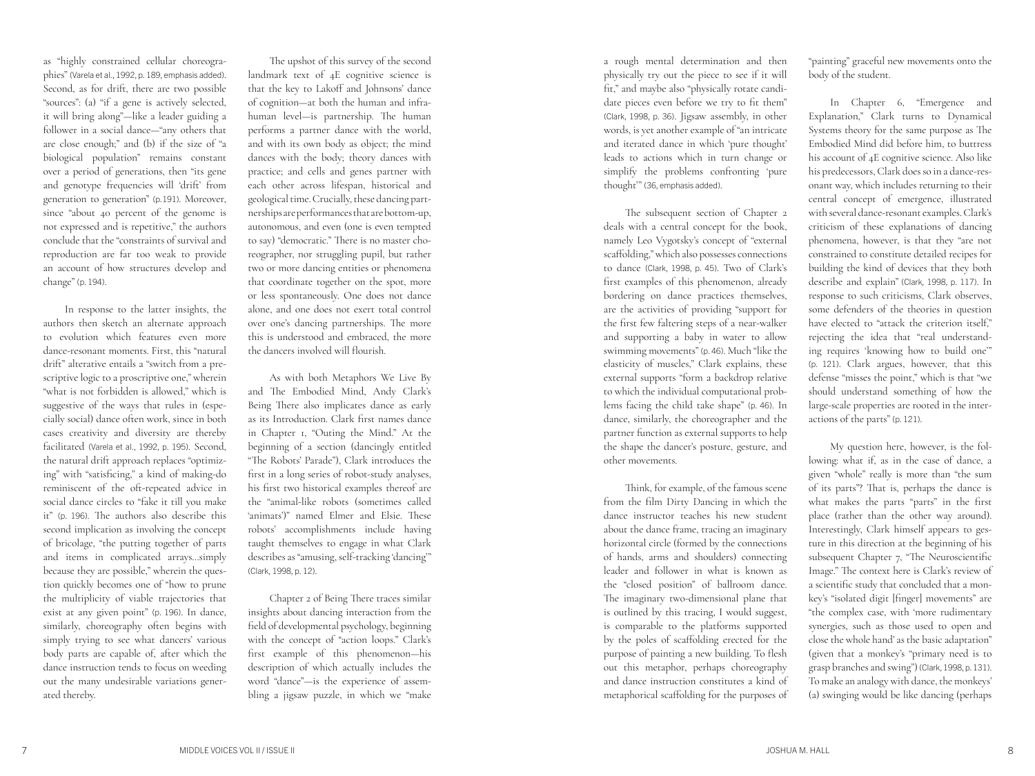as "highly constrained cellular choreographies" (Varela et al., 1992, p. 189, emphasis added). Second, as for drift, there are two possible "sources": (a) "if a gene is actively selected, it will bring along"—like a leader guiding a follower in a social dance—"any others that are close enough;" and (b) if the size of "a biological population" remains constant over a period of generations, then "its gene and genotype frequencies will 'drift' from generation to generation" (p.191). Moreover, since "about 40 percent of the genome is not expressed and is repetitive," the authors conclude that the "constraints of survival and reproduction are far too weak to provide an account of how structures develop and change" (p. 194).

In response to the latter insights, the authors then sketch an alternate approach to evolution which features even more dance-resonant moments. First, this "natural drift" alterative entails a "switch from a prescriptive logic to a proscriptive one," wherein "what is not forbidden is allowed," which is suggestive of the ways that rules in (especially social) dance often work, since in both cases creativity and diversity are thereby facilitated (Varela et al., 1992, p. 195). Second, the natural drift approach replaces "optimizing" with "satisficing," a kind of making-do reminiscent of the oft-repeated advice in social dance circles to "fake it till you make it" (p. 196). The authors also describe this second implication as involving the concept of bricolage, "the putting together of parts and items in complicated arrays…simply because they are possible," wherein the question quickly becomes one of "how to prune the multiplicity of viable trajectories that exist at any given point" (p. 196). In dance, similarly, choreography often begins with simply trying to see what dancers' various body parts are capable of, after which the dance instruction tends to focus on weeding out the many undesirable variations generated thereby.

The upshot of this survey of the second landmark text of 4E cognitive science is that the key to Lakoff and Johnsons' dance of cognition—at both the human and infrahuman level—is partnership. The human performs a partner dance with the world, and with its own body as object; the mind dances with the body; theory dances with practice; and cells and genes partner with each other across lifespan, historical and geological time. Crucially, these dancing partnerships are performances that are bottom-up, autonomous, and even (one is even tempted to say) "democratic." There is no master choreographer, nor struggling pupil, but rather two or more dancing entities or phenomena that coordinate together on the spot, more or less spontaneously. One does not dance alone, and one does not exert total control over one's dancing partnerships. The more this is understood and embraced, the more the dancers involved will flourish.

As with both Metaphors We Live By and The Embodied Mind, Andy Clark's Being There also implicates dance as early as its Introduction. Clark first names dance in Chapter 1, "Outing the Mind." At the beginning of a section (dancingly entitled "The Robots' Parade"), Clark introduces the first in a long series of robot-study analyses, his first two historical examples thereof are the "animal-like robots (sometimes called 'animats')" named Elmer and Elsie. These robots' accomplishments include having taught themselves to engage in what Clark describes as "amusing, self-tracking 'dancing'" (Clark, 1998, p. 12).

Chapter 2 of Being There traces similar insights about dancing interaction from the field of developmental psychology, beginning with the concept of "action loops." Clark's first example of this phenomenon—his description of which actually includes the word "dance"—is the experience of assembling a jigsaw puzzle, in which we "make a rough mental determination and then physically try out the piece to see if it will fit," and maybe also "physically rotate candidate pieces even before we try to fit them" (Clark, 1998, p. 36). Jigsaw assembly, in other words, is yet another example of "an intricate and iterated dance in which 'pure thought' leads to actions which in turn change or simplify the problems confronting 'pure thought'" (36, emphasis added).

The subsequent section of Chapter 2 deals with a central concept for the book, namely Leo Vygotsky's concept of "external scaffolding," which also possesses connections to dance (Clark, 1998, p. 45). Two of Clark's first examples of this phenomenon, already bordering on dance practices themselves, are the activities of providing "support for the first few faltering steps of a near-walker and supporting a baby in water to allow swimming movements" (p. 46). Much "like the elasticity of muscles," Clark explains, these external supports "form a backdrop relative to which the individual computational problems facing the child take shape" (p. 46). In dance, similarly, the choreographer and the partner function as external supports to help the shape the dancer's posture, gesture, and other movements.

Think, for example, of the famous scene from the film Dirty Dancing in which the dance instructor teaches his new student about the dance frame, tracing an imaginary horizontal circle (formed by the connections of hands, arms and shoulders) connecting leader and follower in what is known as the "closed position" of ballroom dance. The imaginary two-dimensional plane that is outlined by this tracing, I would suggest, is comparable to the platforms supported by the poles of scaffolding erected for the purpose of painting a new building. To flesh out this metaphor, perhaps choreography and dance instruction constitutes a kind of metaphorical scaffolding for the purposes of "painting" graceful new movements onto the body of the student.

In Chapter 6, "Emergence and Explanation," Clark turns to Dynamical Systems theory for the same purpose as The Embodied Mind did before him, to buttress his account of 4E cognitive science. Also like his predecessors, Clark does so in a dance-resonant way, which includes returning to their central concept of emergence, illustrated with several dance-resonant examples. Clark's criticism of these explanations of dancing phenomena, however, is that they "are not constrained to constitute detailed recipes for building the kind of devices that they both describe and explain" (Clark, 1998, p. 117). In response to such criticisms, Clark observes, some defenders of the theories in question have elected to "attack the criterion itself," rejecting the idea that "real understanding requires 'knowing how to build one'" (p. 121). Clark argues, however, that this defense "misses the point," which is that "we should understand something of how the large-scale properties are rooted in the interactions of the parts" (p. 121).

My question here, however, is the following: what if, as in the case of dance, a given "whole" really is more than "the sum of its parts"? That is, perhaps the dance is what makes the parts "parts" in the first place (rather than the other way around). Interestingly, Clark himself appears to gesture in this direction at the beginning of his subsequent Chapter 7, "The Neuroscientific Image." The context here is Clark's review of a scientific study that concluded that a monkey's "isolated digit [finger] movements" are "the complex case, with 'more rudimentary synergies, such as those used to open and close the whole hand' as the basic adaptation" (given that a monkey's "primary need is to grasp branches and swing") (Clark, 1998, p. 131). To make an analogy with dance, the monkeys' (a) swinging would be like dancing (perhaps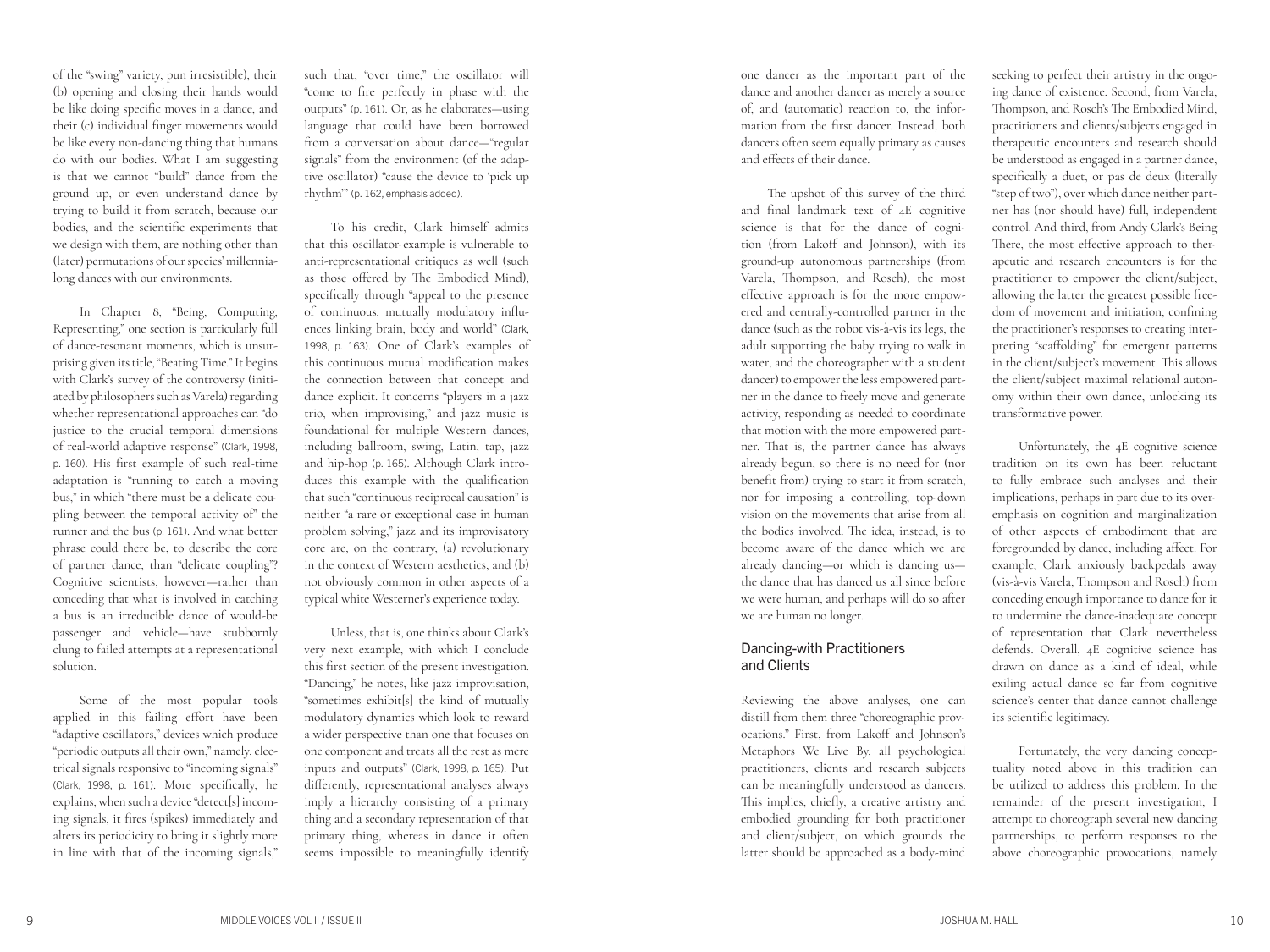of the "swing" variety, pun irresistible), their (b) opening and closing their hands would be like doing specific moves in a dance, and their (c) individual finger movements would be like every non-dancing thing that humans do with our bodies. What I am suggesting is that we cannot "build" dance from the ground up, or even understand dance by trying to build it from scratch, because our bodies, and the scientific experiments that we design with them, are nothing other than (later) permutations of our species' millennia-long dances with our environments.

In Chapter 8, "Being, Computing, Representing," one section is particularly full of dance-resonant moments, which is unsurprising given its title, "Beating Time." It begins with Clark's survey of the controversy (initiated by philosophers such as Varela) regarding whether representational approaches can "do justice to the crucial temporal dimensions of real-world adaptive response" (Clark, 1998, p. 160). His first example of such real-time adaptation is "running to catch a moving bus," in which "there must be a delicate coupling between the temporal activity of" the runner and the bus (p. 161). And what better phrase could there be, to describe the core of partner dance, than "delicate coupling"? Cognitive scientists, however—rather than conceding that what is involved in catching a bus is an irreducible dance of would-be passenger and vehicle—have stubbornly clung to failed attempts at a representational solution.

Some of the most popular tools applied in this failing effort have been "adaptive oscillators," devices which produce "periodic outputs all their own," namely, electrical signals responsive to "incoming signals" (Clark, 1998, p. 161). More specifically, he explains, when such a device "detect[s] incoming signals, it fires (spikes) immediately and alters its periodicity to bring it slightly more in line with that of the incoming signals," such that, "over time," the oscillator will "come to fire perfectly in phase with the outputs" (p. 161). Or, as he elaborates—using language that could have been borrowed from a conversation about dance—"regular signals" from the environment (of the adaptive oscillator) "cause the device to 'pick up rhythm'" (p. 162, emphasis added).

To his credit, Clark himself admits that this oscillator-example is vulnerable to anti-representational critiques as well (such as those offered by The Embodied Mind), specifically through "appeal to the presence of continuous, mutually modulatory influences linking brain, body and world" (Clark, 1998, p. 163). One of Clark's examples of this continuous mutual modification makes the connection between that concept and dance explicit. It concerns "players in a jazz trio, when improvising," and jazz music is foundational for multiple Western dances, including ballroom, swing, Latin, tap, jazz and hip-hop (p. 165). Although Clark introduces this example with the qualification that such "continuous reciprocal causation" is neither "a rare or exceptional case in human problem solving," jazz and its improvisatory core are, on the contrary, (a) revolutionary in the context of Western aesthetics, and (b) not obviously common in other aspects of a typical white Westerner's experience today.

Unless, that is, one thinks about Clark's very next example, with which I conclude this first section of the present investigation. "Dancing," he notes, like jazz improvisation, "sometimes exhibit[s] the kind of mutually modulatory dynamics which look to reward a wider perspective than one that focuses on one component and treats all the rest as mere inputs and outputs" (Clark, 1998, p. 165). Put differently, representational analyses always imply a hierarchy consisting of a primary thing and a secondary representation of that primary thing, whereas in dance it often seems impossible to meaningfully identify one dancer as the important part of the dance and another dancer as merely a source of, and (automatic) reaction to, the information from the first dancer. Instead, both dancers often seem equally primary as causes and effects of their dance.

The upshot of this survey of the third and final landmark text of 4E cognitive science is that for the dance of cognition (from Lakoff and Johnson), with its ground-up autonomous partnerships (from Varela, Thompson, and Rosch), the most effective approach is for the more empowered and centrally-controlled partner in the dance (such as the robot vis-à-vis its legs, the adult supporting the baby trying to walk in water, and the choreographer with a student dancer) to empower the less empowered partner in the dance to freely move and generate activity, responding as needed to coordinate that motion with the more empowered partner. That is, the partner dance has always already begun, so there is no need for (nor benefit from) trying to start it from scratch, nor for imposing a controlling, top-down vision on the movements that arise from all the bodies involved. The idea, instead, is to become aware of the dance which we are already dancing—or which is dancing us—the dance that has danced us all since before we were human, and perhaps will do so after we are human no longer.

## Dancing-with Practitioners and Clients

Reviewing the above analyses, one can distill from them three "choreographic provocations." First, from Lakoff and Johnson's Metaphors We Live By, all psychological practitioners, clients and research subjects can be meaningfully understood as dancers. This implies, chiefly, a creative artistry and embodied grounding for both practitioner and client/subject, on which grounds the latter should be approached as a body-mind seeking to perfect their artistry in the ongoing dance of existence. Second, from Varela, Thompson, and Rosch's The Embodied Mind, practitioners and clients/subjects engaged in therapeutic encounters and research should be understood as engaged in a partner dance, specifically a duet, or pas de deux (literally "step of two"), over which dance neither partner has (nor should have) full, independent control. And third, from Andy Clark's Being There, the most effective approach to therapeutic and research encounters is for the practitioner to empower the client/subject, allowing the latter the greatest possible freedom of movement and initiation, confining the practitioner's responses to creating interpreting "scaffolding" for emergent patterns in the client/subject's movement. This allows the client/subject maximal relational autonomy within their own dance, unlocking its transformative power.

Unfortunately, the 4E cognitive science tradition on its own has been reluctant to fully embrace such analyses and their implications, perhaps in part due to its overemphasis on cognition and marginalization of other aspects of embodiment that are foregrounded by dance, including affect. For example, Clark anxiously backpedals away (vis-à-vis Varela, Thompson and Rosch) from conceding enough importance to dance for it to undermine the dance-inadequate concept of representation that Clark nevertheless defends. Overall, 4E cognitive science has drawn on dance as a kind of ideal, while exiling actual dance so far from cognitive science's center that dance cannot challenge its scientific legitimacy.

Fortunately, the very dancing conceptuality noted above in this tradition can be utilized to address this problem. In the remainder of the present investigation, I attempt to choreograph several new dancing partnerships, to perform responses to the above choreographic provocations, namely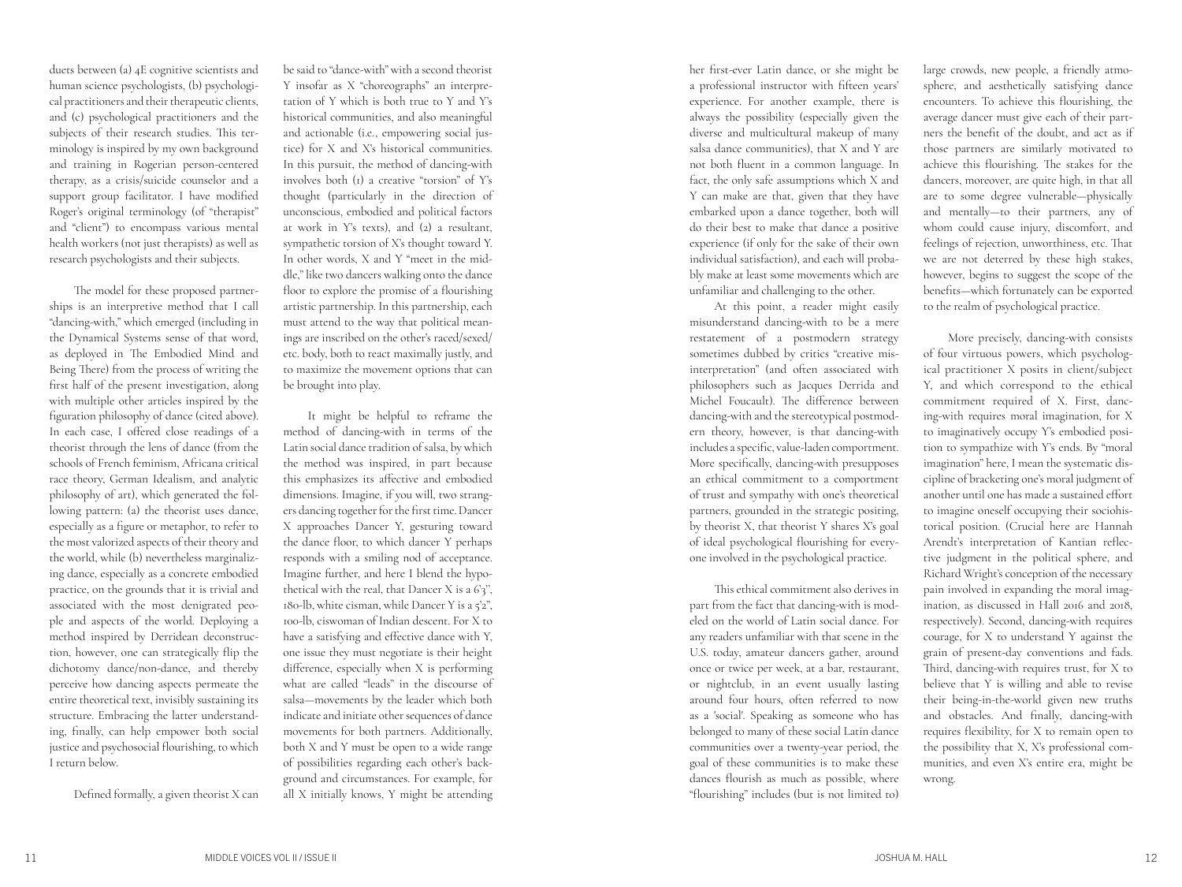duets between (a) 4E cognitive scientists and human science psychologists, (b) psychological practitioners and their therapeutic clients, and (c) psychological practitioners and the subjects of their research studies. This terminology is inspired by my own background and training in Rogerian person-centered therapy, as a crisis/suicide counselor and a support group facilitator. I have modified Roger's original terminology (of "therapist" and "client") to encompass various mental health workers (not just therapists) as well as research psychologists and their subjects.

The model for these proposed partnerships is an interpretive method that I call "dancing-with," which emerged (including in the Dynamical Systems sense of that word, as deployed in The Embodied Mind and Being There) from the process of writing the first half of the present investigation, along with multiple other articles inspired by the figuration philosophy of dance (cited above). In each case, I offered close readings of a theorist through the lens of dance (from the schools of French feminism, Africana critical race theory, German Idealism, and analytic philosophy of art), which generated the following pattern: (a) the theorist uses dance, especially as a figure or metaphor, to refer to the most valorized aspects of their theory and the world, while (b) nevertheless marginalizing dance, especially as a concrete embodied practice, on the grounds that it is trivial and associated with the most denigrated people and aspects of the world. Deploying a method inspired by Derridean deconstruction, however, one can strategically flip the dichotomy dance/non-dance, and thereby perceive how dancing aspects permeate the entire theoretical text, invisibly sustaining its structure. Embracing the latter understanding, finally, can help empower both social justice and psychosocial flourishing, to which I return below.

Defined formally, a given theorist X can be said to "dance-with" with a second theorist Y insofar as X "choreographs" an interpretation of Y which is both true to Y and Y's historical communities, and also meaningful and actionable (i.e., empowering social justice) for X and X's historical communities. In this pursuit, the method of dancing-with involves both (1) a creative "torsion" of Y's thought (particularly in the direction of unconscious, embodied and political factors at work in Y's texts), and (2) a resultant, sympathetic torsion of X's thought toward Y. In other words, X and Y "meet in the middle," like two dancers walking onto the dance floor to explore the promise of a flourishing artistic partnership. In this partnership, each must attend to the way that political meanings are inscribed on the other's raced/sexed/etc. body, both to react maximally justly, and to maximize the movement options that can be brought into play.

It might be helpful to reframe the method of dancing-with in terms of the Latin social dance tradition of salsa, by which the method was inspired, in part because this emphasizes its affective and embodied dimensions. Imagine, if you will, two strangers dancing together for the first time. Dancer X approaches Dancer Y, gesturing toward the dance floor, to which dancer Y perhaps responds with a smiling nod of acceptance. Imagine further, and here I blend the hypothetical with the real, that Dancer X is a 6'3", 180-lb, white cisman, while Dancer Y is a 5'2", 100-lb, ciswoman of Indian descent. For X to have a satisfying and effective dance with Y, one issue they must negotiate is their height difference, especially when X is performing what are called "leads" in the discourse of salsa—movements by the leader which both indicate and initiate other sequences of dance movements for both partners. Additionally, both X and Y must be open to a wide range of possibilities regarding each other's background and circumstances. For example, for all X initially knows, Y might be attending her first-ever Latin dance, or she might be a professional instructor with fifteen years' experience. For another example, there is always the possibility (especially given the diverse and multicultural makeup of many salsa dance communities), that X and Y are not both fluent in a common language. In fact, the only safe assumptions which X and Y can make are that, given that they have embarked upon a dance together, both will do their best to make that dance a positive experience (if only for the sake of their own individual satisfaction), and each will probably make at least some movements which are unfamiliar and challenging to the other.

At this point, a reader might easily misunderstand dancing-with to be a mere restatement of a postmodern strategy sometimes dubbed by critics "creative misinterpretation" (and often associated with philosophers such as Jacques Derrida and Michel Foucault). The difference between dancing-with and the stereotypical postmodern theory, however, is that dancing-with includes a specific, value-laden comportment. More specifically, dancing-with presupposes an ethical commitment to a comportment of trust and sympathy with one's theoretical partners, grounded in the strategic positing, by theorist X, that theorist Y shares X's goal of ideal psychological flourishing for everyone involved in the psychological practice.

This ethical commitment also derives in part from the fact that dancing-with is modeled on the world of Latin social dance. For any readers unfamiliar with that scene in the U.S. today, amateur dancers gather, around once or twice per week, at a bar, restaurant, or nightclub, in an event usually lasting around four hours, often referred to now as a 'social'. Speaking as someone who has belonged to many of these social Latin dance communities over a twenty-year period, the goal of these communities is to make these dances flourish as much as possible, where "flourishing" includes (but is not limited to) large crowds, new people, a friendly atmosphere, and aesthetically satisfying dance encounters. To achieve this flourishing, the average dancer must give each of their partners the benefit of the doubt, and act as if those partners are similarly motivated to achieve this flourishing. The stakes for the dancers, moreover, are quite high, in that all are to some degree vulnerable—physically and mentally—to their partners, any of whom could cause injury, discomfort, and feelings of rejection, unworthiness, etc. That we are not deterred by these high stakes, however, begins to suggest the scope of the benefits—which fortunately can be exported to the realm of psychological practice.

More precisely, dancing-with consists of four virtuous powers, which psychological practitioner X posits in client/subject Y, and which correspond to the ethical commitment required of X. First, dancing-with requires moral imagination, for X to imaginatively occupy Y's embodied position to sympathize with Y's ends. By "moral imagination" here, I mean the systematic discipline of bracketing one's moral judgment of another until one has made a sustained effort to imagine oneself occupying their sociohistorical position. (Crucial here are Hannah Arendt's interpretation of Kantian reflective judgment in the political sphere, and Richard Wright's conception of the necessary pain involved in expanding the moral imagination, as discussed in Hall 2016 and 2018, respectively). Second, dancing-with requires courage, for X to understand Y against the grain of present-day conventions and fads. Third, dancing-with requires trust, for X to believe that Y is willing and able to revise their being-in-the-world given new truths and obstacles. And finally, dancing-with requires flexibility, for X to remain open to the possibility that X, X's professional communities, and even X's entire era, might be wrong.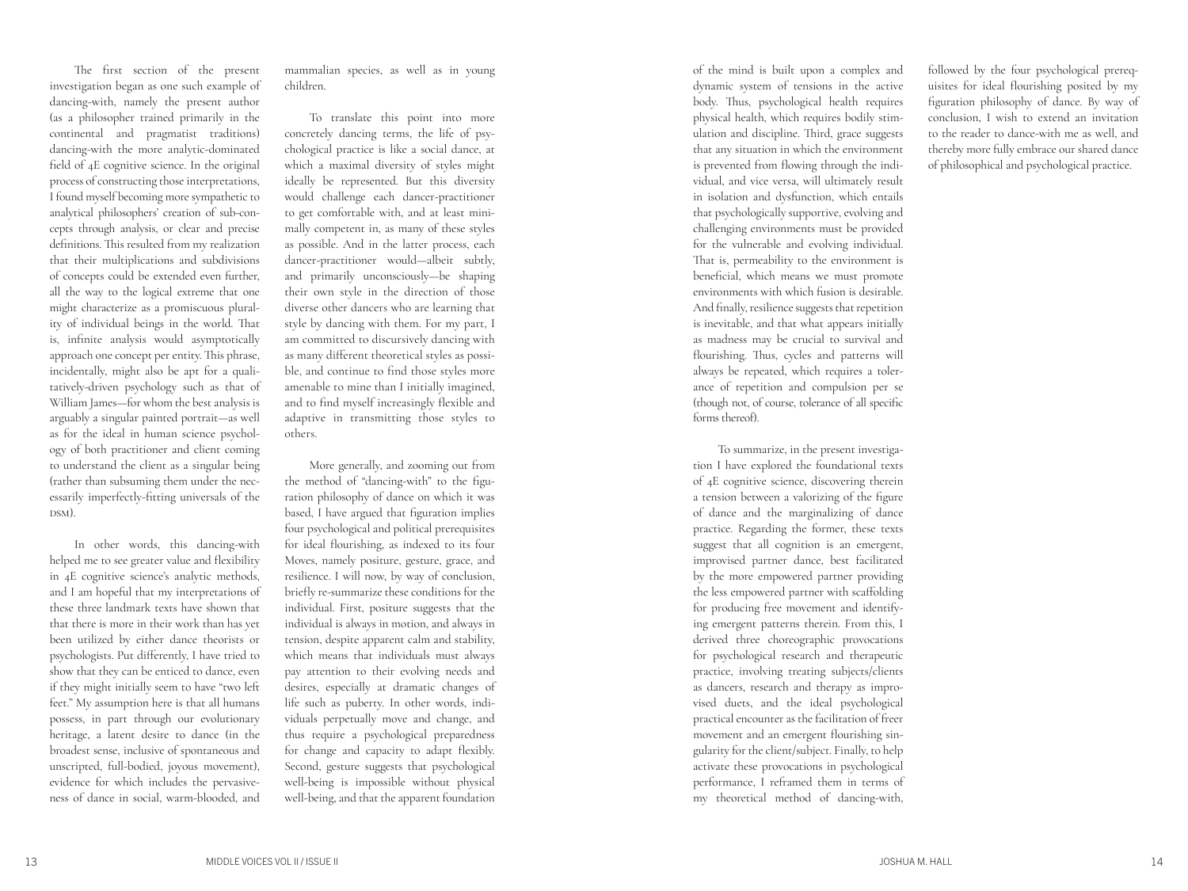The first section of the present investigation began as one such example of dancing-with, namely the present author (as a philosopher trained primarily in the continental and pragmatist traditions) dancing-with the more analytic-dominated field of 4E cognitive science. In the original process of constructing those interpretations, I found myself becoming more sympathetic to analytical philosophers' creation of sub-concepts through analysis, or clear and precise definitions. This resulted from my realization that their multiplications and subdivisions of concepts could be extended even further, all the way to the logical extreme that one might characterize as a promiscuous plurality of individual beings in the world. That is, infinite analysis would asymptotically approach one concept per entity. This phrase, incidentally, might also be apt for a qualitatively-driven psychology such as that of William James—for whom the best analysis is arguably a singular painted portrait—as well as for the ideal in human science psychology of both practitioner and client coming to understand the client as a singular being (rather than subsuming them under the necessarily imperfectly-fitting universals of the DSM).

In other words, this dancing-with helped me to see greater value and flexibility in 4E cognitive science's analytic methods, and I am hopeful that my interpretations of these three landmark texts have shown that that there is more in their work than has yet been utilized by either dance theorists or psychologists. Put differently, I have tried to show that they can be enticed to dance, even if they might initially seem to have "two left feet." My assumption here is that all humans possess, in part through our evolutionary heritage, a latent desire to dance (in the broadest sense, inclusive of spontaneous and unscripted, full-bodied, joyous movement), evidence for which includes the pervasiveness of dance in social, warm-blooded, and mammalian species, as well as in young children.

To translate this point into more concretely dancing terms, the life of psychological practice is like a social dance, at which a maximal diversity of styles might ideally be represented. But this diversity would challenge each dancer-practitioner to get comfortable with, and at least minimally competent in, as many of these styles as possible. And in the latter process, each dancer-practitioner would—albeit subtly, and primarily unconsciously—be shaping their own style in the direction of those diverse other dancers who are learning that style by dancing with them. For my part, I am committed to discursively dancing with as many different theoretical styles as possible, and continue to find those styles more amenable to mine than I initially imagined, and to find myself increasingly flexible and adaptive in transmitting those styles to others.

More generally, and zooming out from the method of "dancing-with" to the figuration philosophy of dance on which it was based, I have argued that figuration implies four psychological and political prerequisites for ideal flourishing, as indexed to its four Moves, namely positure, gesture, grace, and resilience. I will now, by way of conclusion, briefly re-summarize these conditions for the individual. First, positure suggests that the individual is always in motion, and always in tension, despite apparent calm and stability, which means that individuals must always pay attention to their evolving needs and desires, especially at dramatic changes of life such as puberty. In other words, individuals perpetually move and change, and thus require a psychological preparedness for change and capacity to adapt flexibly. Second, gesture suggests that psychological well-being is impossible without physical well-being, and that the apparent foundation of the mind is built upon a complex and dynamic system of tensions in the active body. Thus, psychological health requires physical health, which requires bodily stimulation and discipline. Third, grace suggests that any situation in which the environment is prevented from flowing through the individual, and vice versa, will ultimately result in isolation and dysfunction, which entails that psychologically supportive, evolving and challenging environments must be provided for the vulnerable and evolving individual. That is, permeability to the environment is beneficial, which means we must promote environments with which fusion is desirable. And finally, resilience suggests that repetition is inevitable, and that what appears initially as madness may be crucial to survival and flourishing. Thus, cycles and patterns will always be repeated, which requires a tolerance of repetition and compulsion per se (though not, of course, tolerance of all specific forms thereof).

To summarize, in the present investigation I have explored the foundational texts of 4E cognitive science, discovering therein a tension between a valorizing of the figure of dance and the marginalizing of dance practice. Regarding the former, these texts suggest that all cognition is an emergent, improvised partner dance, best facilitated by the more empowered partner providing the less empowered partner with scaffolding for producing free movement and identifying emergent patterns therein. From this, I derived three choreographic provocations for psychological research and therapeutic practice, involving treating subjects/clients as dancers, research and therapy as improvised duets, and the ideal psychological practical encounter as the facilitation of freer movement and an emergent flourishing singularity for the client/subject. Finally, to help activate these provocations in psychological performance, I reframed them in terms of my theoretical method of dancing-with, followed by the four psychological prerequisites for ideal flourishing posited by my figuration philosophy of dance. By way of conclusion, I wish to extend an invitation to the reader to dance-with me as well, and thereby more fully embrace our shared dance of philosophical and psychological practice.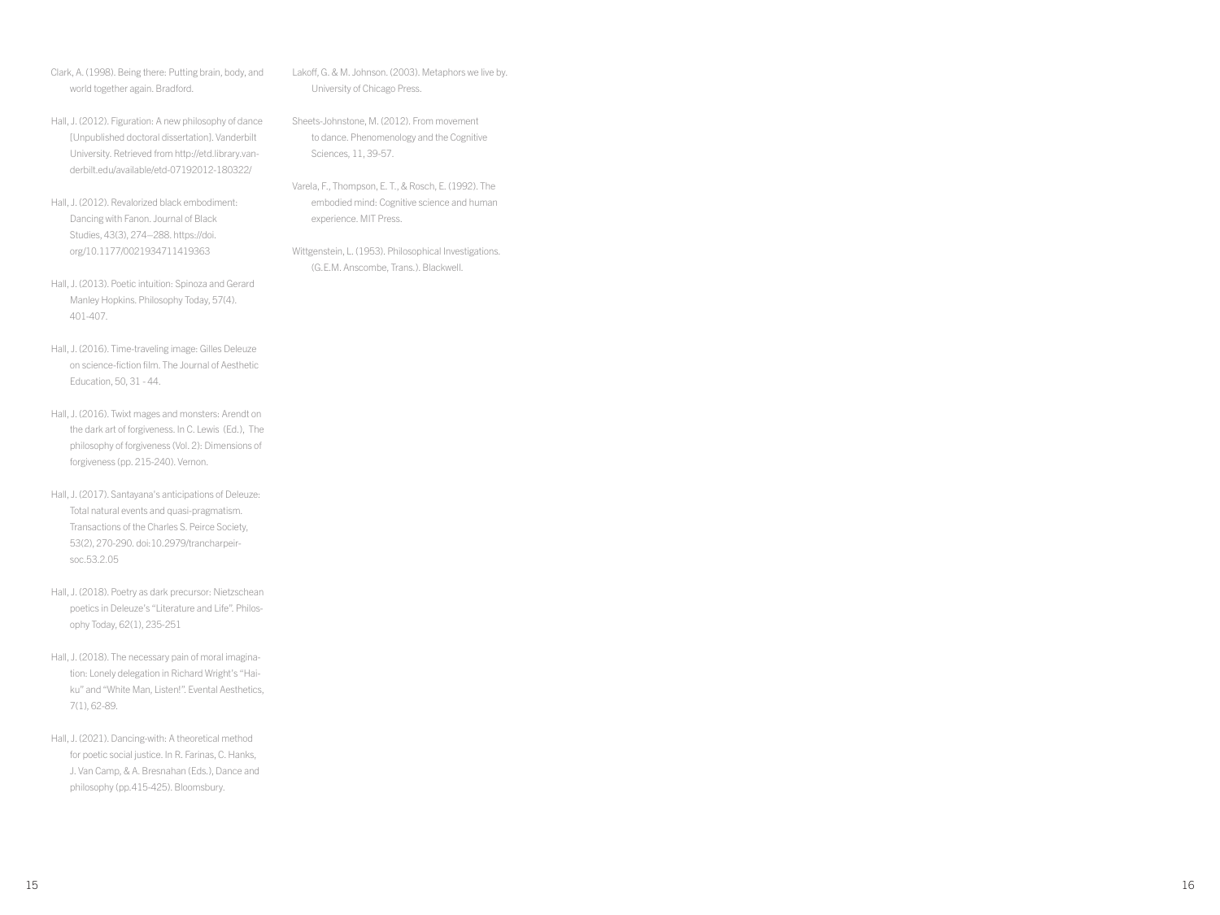Clark, A. (1998). Being there: Putting brain, body, and world together again. Bradford.

Hall, J. (2012). Figuration: A new philosophy of dance [Unpublished doctoral dissertation]. Vanderbilt University. Retrieved from http://etd.library.vanderbilt.edu/available/etd-07192012-180322/

Hall, J. (2012). Revalorized black embodiment: Dancing with Fanon. Journal of Black Studies, 43(3), 274–288. https://doi.org/10.1177/0021934711419363

Hall, J. (2013). Poetic intuition: Spinoza and Gerard Manley Hopkins. Philosophy Today, 57(4). 401-407.

Hall, J. (2016). Time-traveling image: Gilles Deleuze on science-fiction film. The Journal of Aesthetic Education, 50, 31 - 44.

Hall, J. (2016). Twixt mages and monsters: Arendt on the dark art of forgiveness. In C. Lewis (Ed.), The philosophy of forgiveness (Vol. 2): Dimensions of forgiveness (pp. 215-240). Vernon.

Hall, J. (2017). Santayana's anticipations of Deleuze: Total natural events and quasi-pragmatism. Transactions of the Charles S. Peirce Society, 53(2), 270-290. doi:10.2979/trancharpeirsoc.53.2.05

Hall, J. (2018). Poetry as dark precursor: Nietzschean poetics in Deleuze's "Literature and Life". Philosophy Today, 62(1), 235-251

Hall, J. (2018). The necessary pain of moral imagination: Lonely delegation in Richard Wright's "Haiku" and "White Man, Listen!". Evental Aesthetics, 7(1), 62-89.

Hall, J. (2021). Dancing-with: A theoretical method for poetic social justice. In R. Farinas, C. Hanks, J. Van Camp, & A. Bresnahan (Eds.), Dance and philosophy (pp.415-425). Bloomsbury.

Lakoff, G. & M. Johnson. (2003). Metaphors we live by. University of Chicago Press.

Sheets-Johnstone, M. (2012). From movement to dance. Phenomenology and the Cognitive Sciences, 11, 39-57.

Varela, F., Thompson, E. T., & Rosch, E. (1992). The embodied mind: Cognitive science and human experience. MIT Press.

Wittgenstein, L. (1953). Philosophical Investigations. (G.E.M. Anscombe, Trans.). Blackwell.